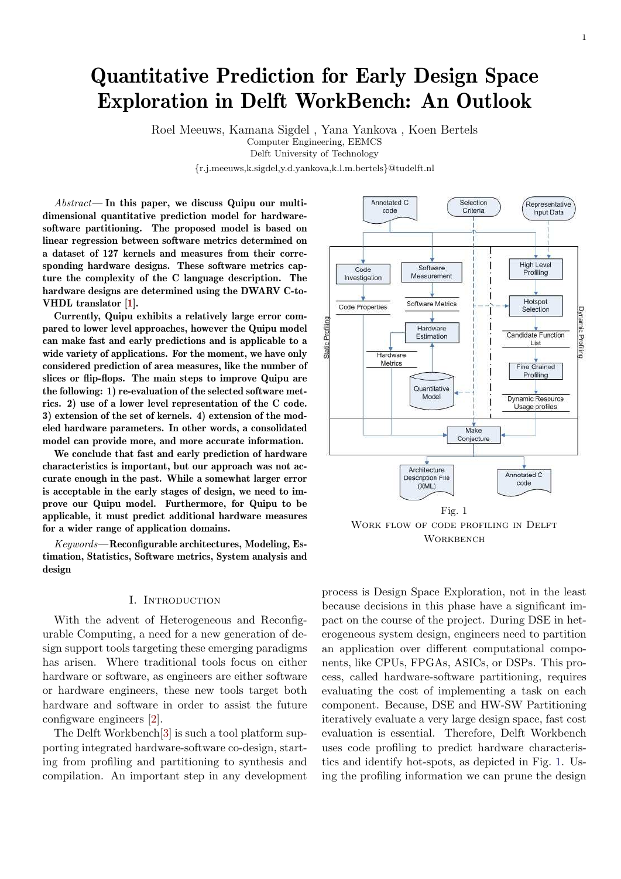# Quantitative Prediction for Early Design Space Exploration in Delft WorkBench: An Outlook

Roel Meeuws, Kamana Sigdel , Yana Yankova , Koen Bertels
Computer Engineering, EEMCS
Delft University of Technology
{r.j.meeuws,k.sigdel,y.d.yankova,k.l.m.bertels}@tudelft.nl

*Abstract*— **In this paper, we discuss Quipu our multi-dimensional quantitative prediction model for hardware-software partitioning. The proposed model is based on linear regression between software metrics determined on a dataset of 127 kernels and measures from their corresponding hardware designs. These software metrics capture the complexity of the C language description. The hardware designs are determined using the DWARV C-to-VHDL translator [1].**

**Currently, Quipu exhibits a relatively large error compared to lower level approaches, however the Quipu model can make fast and early predictions and is applicable to a wide variety of applications. For the moment, we have only considered prediction of area measures, like the number of slices or flip-flops. The main steps to improve Quipu are the following: 1) re-evaluation of the selected software metrics. 2) use of a lower level representation of the C code. 3) extension of the set of kernels. 4) extension of the modeled hardware parameters. In other words, a consolidated model can provide more, and more accurate information.**

**We conclude that fast and early prediction of hardware characteristics is important, but our approach was not accurate enough in the past. While a somewhat larger error is acceptable in the early stages of design, we need to improve our Quipu model. Furthermore, for Quipu to be applicable, it must predict additional hardware measures for a wider range of application domains.**

*Keywords*—**Reconfigurable architectures, Modeling, Estimation, Statistics, Software metrics, System analysis and design**

Annotated C code
Selection Criteria
Representative Input Data
Code Investigation
Software Measurement
High Level Profiling
Code Properties
Software Metrics
Hotspot Selection
Static Profiling
Dynamic Profiling
Hardware Estimation
Candidate Function List
Hardware Metrics
Fine Grained Profiling
Quantitative Model
Dynamic Resource Usage profiles
Make Conjecture
Architecture Description File (XML)
Annotated C code

Fig. 1
Work flow of code profiling in Delft Workbench

## I. Introduction

With the advent of Heterogeneous and Reconfigurable Computing, a need for a new generation of design support tools targeting these emerging paradigms has arisen. Where traditional tools focus on either hardware or software, as engineers are either software or hardware engineers, these new tools target both hardware and software in order to assist the future configware engineers [2].

The Delft Workbench[3] is such a tool platform supporting integrated hardware-software co-design, starting from profiling and partitioning to synthesis and compilation. An important step in any development process is Design Space Exploration, not in the least because decisions in this phase have a significant impact on the course of the project. During DSE in heterogeneous system design, engineers need to partition an application over different computational components, like CPUs, FPGAs, ASICs, or DSPs. This process, called hardware-software partitioning, requires evaluating the cost of implementing a task on each component. Because, DSE and HW-SW Partitioning iteratively evaluate a very large design space, fast cost evaluation is essential. Therefore, Delft Workbench uses code profiling to predict hardware characteristics and identify hot-spots, as depicted in Fig. 1. Using the profiling information we can prune the design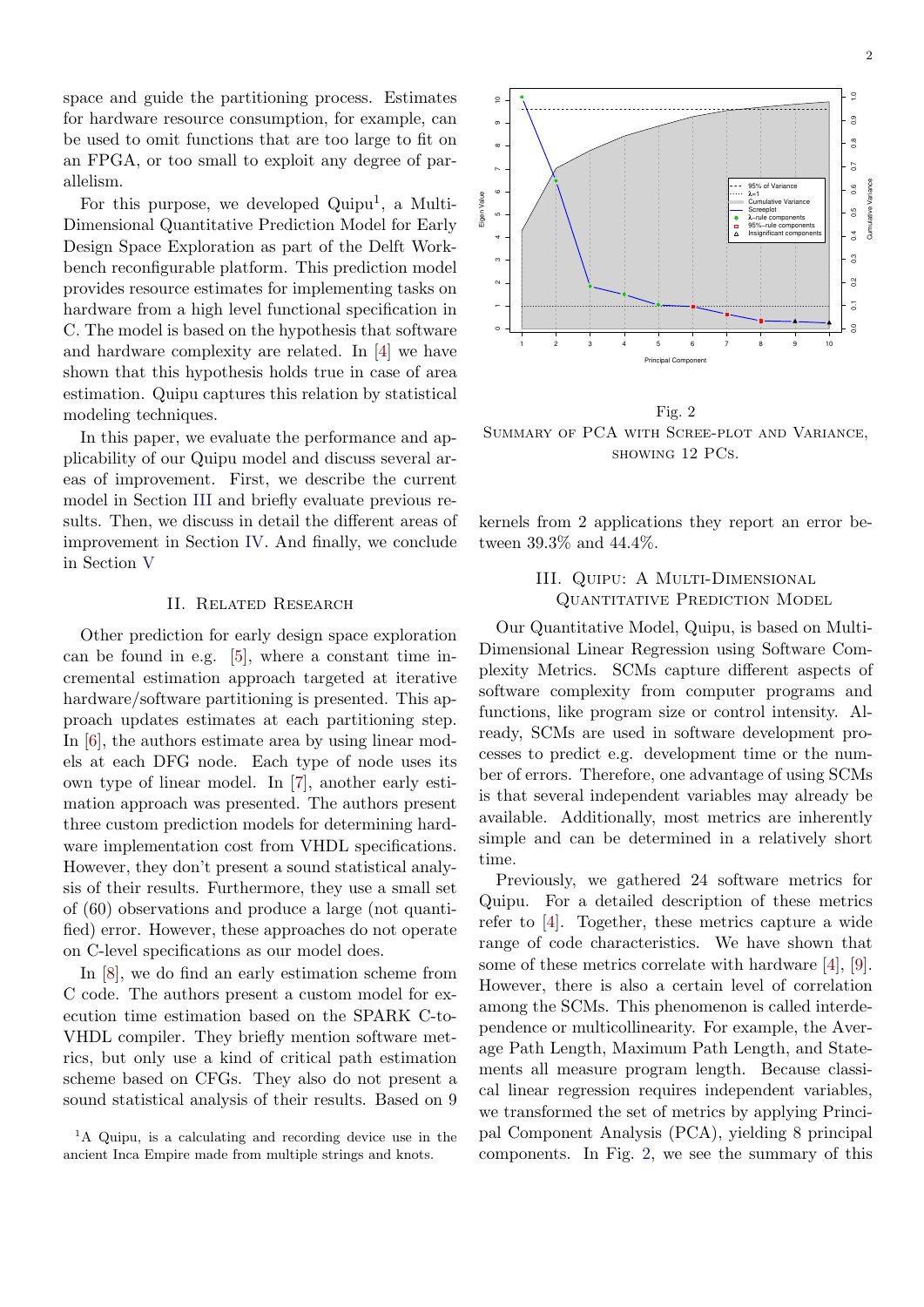space and guide the partitioning process. Estimates for hardware resource consumption, for example, can be used to omit functions that are too large to fit on an FPGA, or too small to exploit any degree of parallelism.

For this purpose, we developed Quipu[1], a Multi-Dimensional Quantitative Prediction Model for Early Design Space Exploration as part of the Delft Workbench reconfigurable platform. This prediction model provides resource estimates for implementing tasks on hardware from a high level functional specification in C. The model is based on the hypothesis that software and hardware complexity are related. In [4] we have shown that this hypothesis holds true in case of area estimation. Quipu captures this relation by statistical modeling techniques.

In this paper, we evaluate the performance and applicability of our Quipu model and discuss several areas of improvement. First, we describe the current model in Section III and briefly evaluate previous results. Then, we discuss in detail the different areas of improvement in Section IV. And finally, we conclude in Section V

## II. Related Research

Other prediction for early design space exploration can be found in e.g. [5], where a constant time incremental estimation approach targeted at iterative hardware/software partitioning is presented. This approach updates estimates at each partitioning step. In [6], the authors estimate area by using linear models at each DFG node. Each type of node uses its own type of linear model. In [7], another early estimation approach was presented. The authors present three custom prediction models for determining hardware implementation cost from VHDL specifications. However, they don't present a sound statistical analysis of their results. Furthermore, they use a small set of (60) observations and produce a large (not quantified) error. However, these approaches do not operate on C-level specifications as our model does.

In [8], we do find an early estimation scheme from C code. The authors present a custom model for execution time estimation based on the SPARK C-to-VHDL compiler. They briefly mention software metrics, but only use a kind of critical path estimation scheme based on CFGs. They also do not present a sound statistical analysis of their results. Based on 9 kernels from 2 applications they report an error between 39.3% and 44.4%.

[1]A Quipu, is a calculating and recording device use in the ancient Inca Empire made from multiple strings and knots.

Eigen Value
Cumulative Variance
Principal Component
95% of Variance
λ=1
Cumulative Variance
Screeplot
λ–rule components
95%–rule components
Insignificant components

Fig. 2
Summary of PCA with Scree-plot and Variance, showing 12 PCs.

## III. Quipu: A Multi-Dimensional Quantitative Prediction Model

Our Quantitative Model, Quipu, is based on Multi-Dimensional Linear Regression using Software Complexity Metrics. SCMs capture different aspects of software complexity from computer programs and functions, like program size or control intensity. Already, SCMs are used in software development processes to predict e.g. development time or the number of errors. Therefore, one advantage of using SCMs is that several independent variables may already be available. Additionally, most metrics are inherently simple and can be determined in a relatively short time.

Previously, we gathered 24 software metrics for Quipu. For a detailed description of these metrics refer to [4]. Together, these metrics capture a wide range of code characteristics. We have shown that some of these metrics correlate with hardware [4], [9]. However, there is also a certain level of correlation among the SCMs. This phenomenon is called interdependence or multicollinearity. For example, the Average Path Length, Maximum Path Length, and Statements all measure program length. Because classical linear regression requires independent variables, we transformed the set of metrics by applying Principal Component Analysis (PCA), yielding 8 principal components. In Fig. 2, we see the summary of this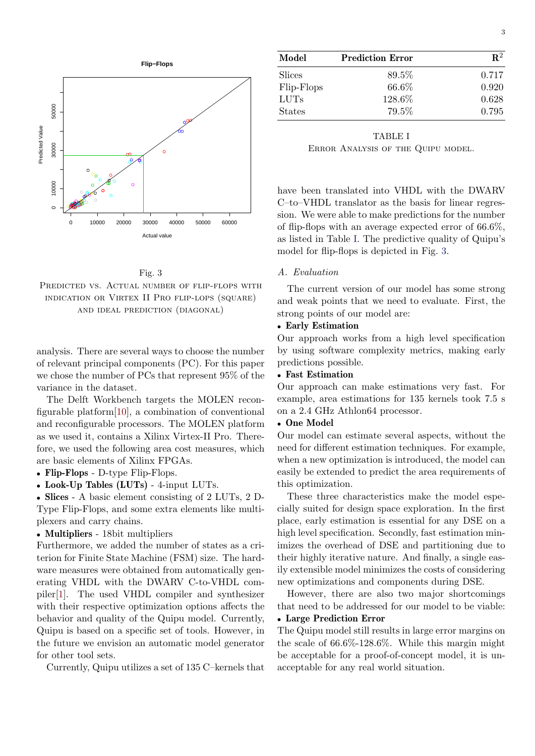Flip−Flops

Predicted Value

Actual value

0 10000 20000 30000 40000 50000 60000

0 10000 30000 50000

Fig. 3

Predicted vs. Actual number of flip-flops with indication or Virtex II Pro flip-lops (square) and ideal prediction (diagonal)

analysis. There are several ways to choose the number of relevant principal components (PC). For this paper we chose the number of PCs that represent 95% of the variance in the dataset.

The Delft Workbench targets the MOLEN reconfigurable platform[10], a combination of conventional and reconfigurable processors. The MOLEN platform as we used it, contains a Xilinx Virtex-II Pro. Therefore, we used the following area cost measures, which are basic elements of Xilinx FPGAs.

- **Flip-Flops** - D-type Flip-Flops.
- **Look-Up Tables (LUTs)** - 4-input LUTs.
- **Slices** - A basic element consisting of 2 LUTs, 2 D-Type Flip-Flops, and some extra elements like multiplexers and carry chains.
- **Multipliers** - 18bit multipliers

Furthermore, we added the number of states as a criterion for Finite State Machine (FSM) size. The hardware measures were obtained from automatically generating VHDL with the DWARV C-to-VHDL compiler[1]. The used VHDL compiler and synthesizer with their respective optimization options affects the behavior and quality of the Quipu model. Currently, Quipu is based on a specific set of tools. However, in the future we envision an automatic model generator for other tool sets.

Currently, Quipu utilizes a set of 135 C–kernels that have been translated into VHDL with the DWARV C–to–VHDL translator as the basis for linear regression. We were able to make predictions for the number of flip-flops with an average expected error of 66.6%, as listed in Table I. The predictive quality of Quipu's model for flip-flops is depicted in Fig. 3.

| Model | Prediction Error | $R^2$ |
|---|---|---|
| Slices | 89.5% | 0.717 |
| Flip-Flops | 66.6% | 0.920 |
| LUTs | 128.6% | 0.628 |
| States | 79.5% | 0.795 |

TABLE I

Error Analysis of the Quipu model.

### A. Evaluation

The current version of our model has some strong and weak points that we need to evaluate. First, the strong points of our model are:

- **Early Estimation**

Our approach works from a high level specification by using software complexity metrics, making early predictions possible.

- **Fast Estimation**

Our approach can make estimations very fast. For example, area estimations for 135 kernels took 7.5 s on a 2.4 GHz Athlon64 processor.

- **One Model**

Our model can estimate several aspects, without the need for different estimation techniques. For example, when a new optimization is introduced, the model can easily be extended to predict the area requirements of this optimization.

These three characteristics make the model especially suited for design space exploration. In the first place, early estimation is essential for any DSE on a high level specification. Secondly, fast estimation minimizes the overhead of DSE and partitioning due to their highly iterative nature. And finally, a single easily extensible model minimizes the costs of considering new optimizations and components during DSE.

However, there are also two major shortcomings that need to be addressed for our model to be viable:

- **Large Prediction Error**

The Quipu model still results in large error margins on the scale of 66.6%-128.6%. While this margin might be acceptable for a proof-of-concept model, it is unacceptable for any real world situation.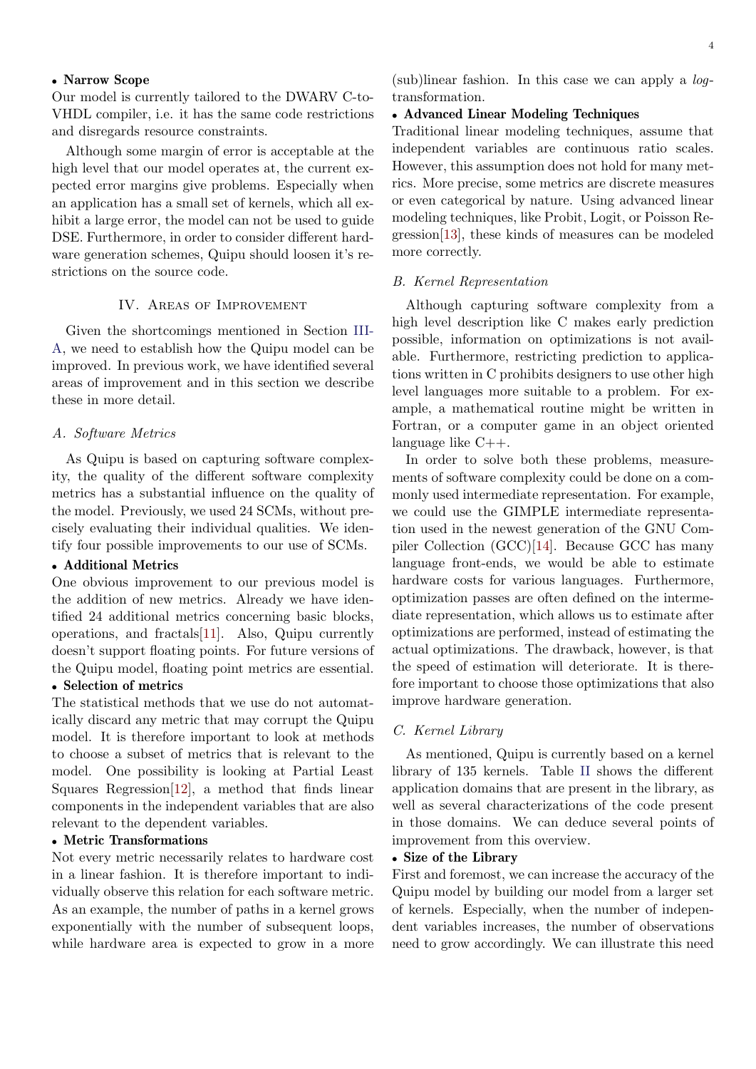- **Narrow Scope**

Our model is currently tailored to the DWARV C-to-VHDL compiler, i.e. it has the same code restrictions and disregards resource constraints.

Although some margin of error is acceptable at the high level that our model operates at, the current expected error margins give problems. Especially when an application has a small set of kernels, which all exhibit a large error, the model can not be used to guide DSE. Furthermore, in order to consider different hardware generation schemes, Quipu should loosen it's restrictions on the source code.

## IV. Areas of Improvement

Given the shortcomings mentioned in Section III-A, we need to establish how the Quipu model can be improved. In previous work, we have identified several areas of improvement and in this section we describe these in more detail.

### A. Software Metrics

As Quipu is based on capturing software complexity, the quality of the different software complexity metrics has a substantial influence on the quality of the model. Previously, we used 24 SCMs, without precisely evaluating their individual qualities. We identify four possible improvements to our use of SCMs.

- **Additional Metrics**

One obvious improvement to our previous model is the addition of new metrics. Already we have identified 24 additional metrics concerning basic blocks, operations, and fractals[11]. Also, Quipu currently doesn't support floating points. For future versions of the Quipu model, floating point metrics are essential.

- **Selection of metrics**

The statistical methods that we use do not automatically discard any metric that may corrupt the Quipu model. It is therefore important to look at methods to choose a subset of metrics that is relevant to the model. One possibility is looking at Partial Least Squares Regression[12], a method that finds linear components in the independent variables that are also relevant to the dependent variables.

- **Metric Transformations**

Not every metric necessarily relates to hardware cost in a linear fashion. It is therefore important to individually observe this relation for each software metric. As an example, the number of paths in a kernel grows exponentially with the number of subsequent loops, while hardware area is expected to grow in a more (sub)linear fashion. In this case we can apply a *log*-transformation.

- **Advanced Linear Modeling Techniques**

Traditional linear modeling techniques, assume that independent variables are continuous ratio scales. However, this assumption does not hold for many metrics. More precise, some metrics are discrete measures or even categorical by nature. Using advanced linear modeling techniques, like Probit, Logit, or Poisson Regression[13], these kinds of measures can be modeled more correctly.

### B. Kernel Representation

Although capturing software complexity from a high level description like C makes early prediction possible, information on optimizations is not available. Furthermore, restricting prediction to applications written in C prohibits designers to use other high level languages more suitable to a problem. For example, a mathematical routine might be written in Fortran, or a computer game in an object oriented language like C++.

In order to solve both these problems, measurements of software complexity could be done on a commonly used intermediate representation. For example, we could use the GIMPLE intermediate representation used in the newest generation of the GNU Compiler Collection (GCC)[14]. Because GCC has many language front-ends, we would be able to estimate hardware costs for various languages. Furthermore, optimization passes are often defined on the intermediate representation, which allows us to estimate after optimizations are performed, instead of estimating the actual optimizations. The drawback, however, is that the speed of estimation will deteriorate. It is therefore important to choose those optimizations that also improve hardware generation.

### C. Kernel Library

As mentioned, Quipu is currently based on a kernel library of 135 kernels. Table II shows the different application domains that are present in the library, as well as several characterizations of the code present in those domains. We can deduce several points of improvement from this overview.

- **Size of the Library**

First and foremost, we can increase the accuracy of the Quipu model by building our model from a larger set of kernels. Especially, when the number of independent variables increases, the number of observations need to grow accordingly. We can illustrate this need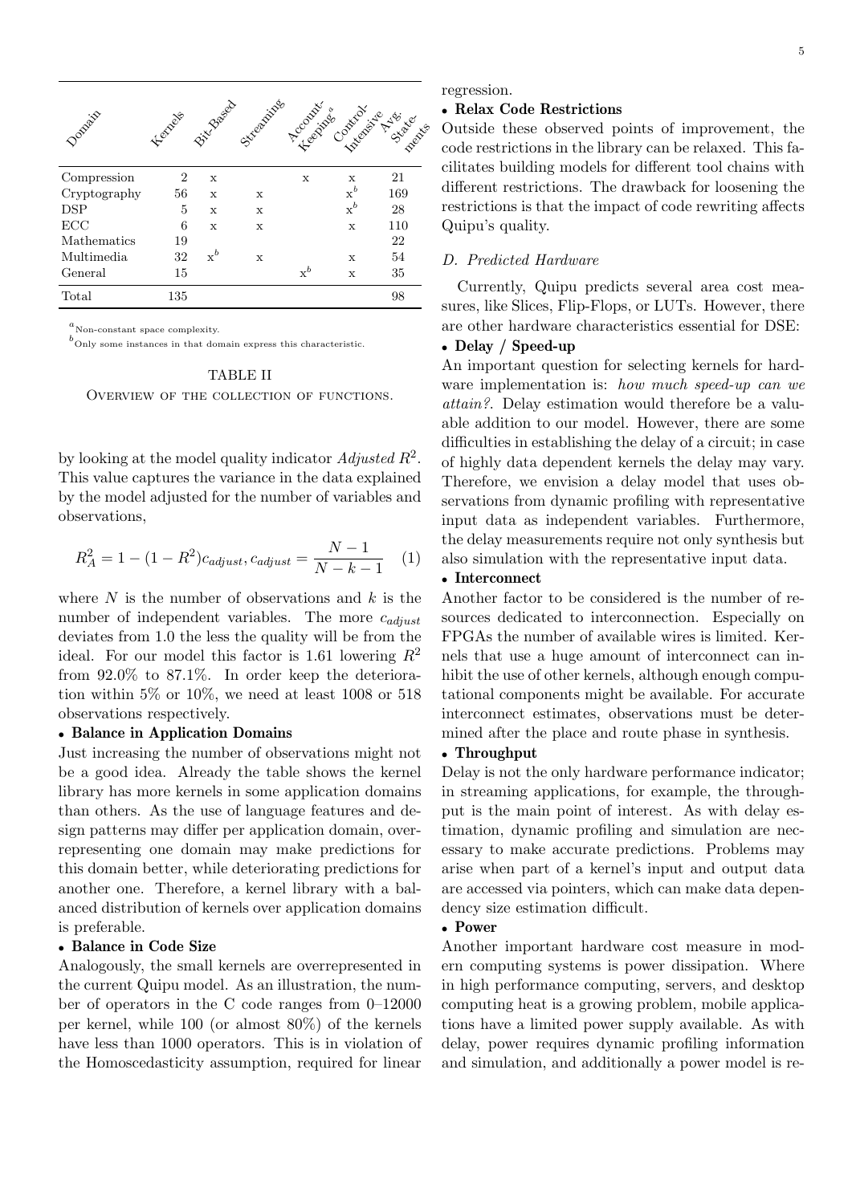| Domain | Kernels | Bit-Based | Streaming | Account-Keeping[a] | Control-Intensive | Avg. State-ments |
|---|---|---|---|---|---|---|
| Compression | 2 | x | | x | x | 21 |
| Cryptography | 56 | x | x | | x[b] | 169 |
| DSP | 5 | x | x | | x[b] | 28 |
| ECC | 6 | x | x | | x | 110 |
| Mathematics | 19 | | | | | 22 |
| Multimedia | 32 | x[b] | x | | x | 54 |
| General | 15 | | | x[b] | x | 35 |
| Total | 135 | | | | | 98 |

[a] Non-constant space complexity.

[b] Only some instances in that domain express this characteristic.

TABLE II
Overview of the collection of functions.

by looking at the model quality indicator *Adjusted* $R^2$. This value captures the variance in the data explained by the model adjusted for the number of variables and observations,

$$R_A^2 = 1 - (1 - R^2)c_{adjust}, c_{adjust} = \frac{N-1}{N-k-1} \quad (1)$$

where $N$ is the number of observations and $k$ is the number of independent variables. The more $c_{adjust}$ deviates from 1.0 the less the quality will be from the ideal. For our model this factor is 1.61 lowering $R^2$ from 92.0% to 87.1%. In order keep the deterioration within 5% or 10%, we need at least 1008 or 518 observations respectively.

- **Balance in Application Domains**

Just increasing the number of observations might not be a good idea. Already the table shows the kernel library has more kernels in some application domains than others. As the use of language features and design patterns may differ per application domain, overrepresenting one domain may make predictions for this domain better, while deteriorating predictions for another one. Therefore, a kernel library with a balanced distribution of kernels over application domains is preferable.

- **Balance in Code Size**

Analogously, the small kernels are overrepresented in the current Quipu model. As an illustration, the number of operators in the C code ranges from 0–12000 per kernel, while 100 (or almost 80%) of the kernels have less than 1000 operators. This is in violation of the Homoscedasticity assumption, required for linear regression.

- **Relax Code Restrictions**

Outside these observed points of improvement, the code restrictions in the library can be relaxed. This facilitates building models for different tool chains with different restrictions. The drawback for loosening the restrictions is that the impact of code rewriting affects Quipu's quality.

### *D. Predicted Hardware*

Currently, Quipu predicts several area cost measures, like Slices, Flip-Flops, or LUTs. However, there are other hardware characteristics essential for DSE:

- **Delay / Speed-up**

An important question for selecting kernels for hardware implementation is: *how much speed-up can we attain?*. Delay estimation would therefore be a valuable addition to our model. However, there are some difficulties in establishing the delay of a circuit; in case of highly data dependent kernels the delay may vary. Therefore, we envision a delay model that uses observations from dynamic profiling with representative input data as independent variables. Furthermore, the delay measurements require not only synthesis but also simulation with the representative input data.

- **Interconnect**

Another factor to be considered is the number of resources dedicated to interconnection. Especially on FPGAs the number of available wires is limited. Kernels that use a huge amount of interconnect can inhibit the use of other kernels, although enough computational components might be available. For accurate interconnect estimates, observations must be determined after the place and route phase in synthesis.

- **Throughput**

Delay is not the only hardware performance indicator; in streaming applications, for example, the throughput is the main point of interest. As with delay estimation, dynamic profiling and simulation are necessary to make accurate predictions. Problems may arise when part of a kernel's input and output data are accessed via pointers, which can make data dependency size estimation difficult.

- **Power**

Another important hardware cost measure in modern computing systems is power dissipation. Where in high performance computing, servers, and desktop computing heat is a growing problem, mobile applications have a limited power supply available. As with delay, power requires dynamic profiling information and simulation, and additionally a power model is re-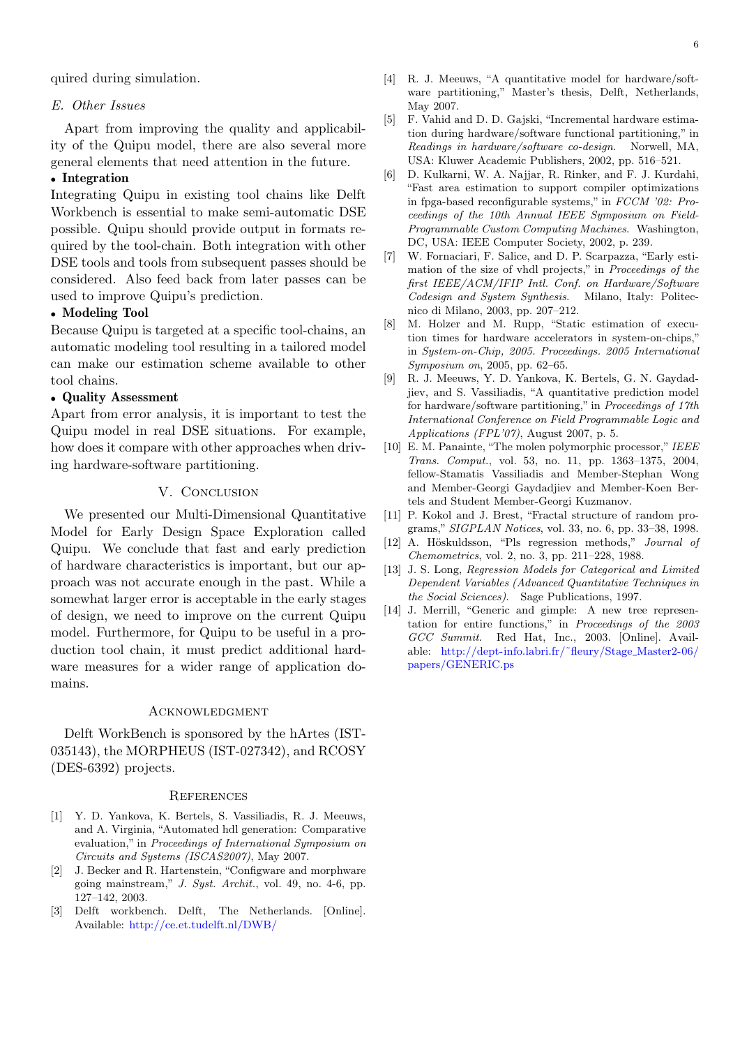quired during simulation.

### E. Other Issues

Apart from improving the quality and applicability of the Quipu model, there are also several more general elements that need attention in the future.

- **Integration**

Integrating Quipu in existing tool chains like Delft Workbench is essential to make semi-automatic DSE possible. Quipu should provide output in formats required by the tool-chain. Both integration with other DSE tools and tools from subsequent passes should be considered. Also feed back from later passes can be used to improve Quipu's prediction.

- **Modeling Tool**

Because Quipu is targeted at a specific tool-chains, an automatic modeling tool resulting in a tailored model can make our estimation scheme available to other tool chains.

- **Quality Assessment**

Apart from error analysis, it is important to test the Quipu model in real DSE situations. For example, how does it compare with other approaches when driving hardware-software partitioning.

## V. Conclusion

We presented our Multi-Dimensional Quantitative Model for Early Design Space Exploration called Quipu. We conclude that fast and early prediction of hardware characteristics is important, but our approach was not accurate enough in the past. While a somewhat larger error is acceptable in the early stages of design, we need to improve on the current Quipu model. Furthermore, for Quipu to be useful in a production tool chain, it must predict additional hardware measures for a wider range of application domains.

## Acknowledgment

Delft WorkBench is sponsored by the hArtes (IST-035143), the MORPHEUS (IST-027342), and RCOSY (DES-6392) projects.

## References

[1] Y. D. Yankova, K. Bertels, S. Vassiliadis, R. J. Meeuws, and A. Virginia, "Automated hdl generation: Comparative evaluation," in *Proceedings of International Symposium on Circuits and Systems (ISCAS2007)*, May 2007.

[2] J. Becker and R. Hartenstein, "Configware and morphware going mainstream," *J. Syst. Archit.*, vol. 49, no. 4-6, pp. 127–142, 2003.

[3] Delft workbench. Delft, The Netherlands. [Online]. Available: http://ce.et.tudelft.nl/DWB/

[4] R. J. Meeuws, "A quantitative model for hardware/software partitioning," Master's thesis, Delft, Netherlands, May 2007.

[5] F. Vahid and D. D. Gajski, "Incremental hardware estimation during hardware/software functional partitioning," in *Readings in hardware/software co-design*. Norwell, MA, USA: Kluwer Academic Publishers, 2002, pp. 516–521.

[6] D. Kulkarni, W. A. Najjar, R. Rinker, and F. J. Kurdahi, "Fast area estimation to support compiler optimizations in fpga-based reconfigurable systems," in *FCCM '02: Proceedings of the 10th Annual IEEE Symposium on Field-Programmable Custom Computing Machines*. Washington, DC, USA: IEEE Computer Society, 2002, p. 239.

[7] W. Fornaciari, F. Salice, and D. P. Scarpazza, "Early estimation of the size of vhdl projects," in *Proceedings of the first IEEE/ACM/IFIP Intl. Conf. on Hardware/Software Codesign and System Synthesis*. Milano, Italy: Politecnico di Milano, 2003, pp. 207–212.

[8] M. Holzer and M. Rupp, "Static estimation of execution times for hardware accelerators in system-on-chips," in *System-on-Chip, 2005. Proceedings. 2005 International Symposium on*, 2005, pp. 62–65.

[9] R. J. Meeuws, Y. D. Yankova, K. Bertels, G. N. Gaydadjiev, and S. Vassiliadis, "A quantitative prediction model for hardware/software partitioning," in *Proceedings of 17th International Conference on Field Programmable Logic and Applications (FPL'07)*, August 2007, p. 5.

[10] E. M. Panainte, "The molen polymorphic processor," *IEEE Trans. Comput.*, vol. 53, no. 11, pp. 1363–1375, 2004, fellow-Stamatis Vassiliadis and Member-Stephan Wong and Member-Georgi Gaydadjiev and Member-Koen Bertels and Student Member-Georgi Kuzmanov.

[11] P. Kokol and J. Brest, "Fractal structure of random programs," *SIGPLAN Notices*, vol. 33, no. 6, pp. 33–38, 1998.

[12] A. Höskuldsson, "Pls regression methods," *Journal of Chemometrics*, vol. 2, no. 3, pp. 211–228, 1988.

[13] J. S. Long, *Regression Models for Categorical and Limited Dependent Variables (Advanced Quantitative Techniques in the Social Sciences)*. Sage Publications, 1997.

[14] J. Merrill, "Generic and gimple: A new tree representation for entire functions," in *Proceedings of the 2003 GCC Summit*. Red Hat, Inc., 2003. [Online]. Available: http://dept-info.labri.fr/~fleury/Stage_Master2-06/papers/GENERIC.ps